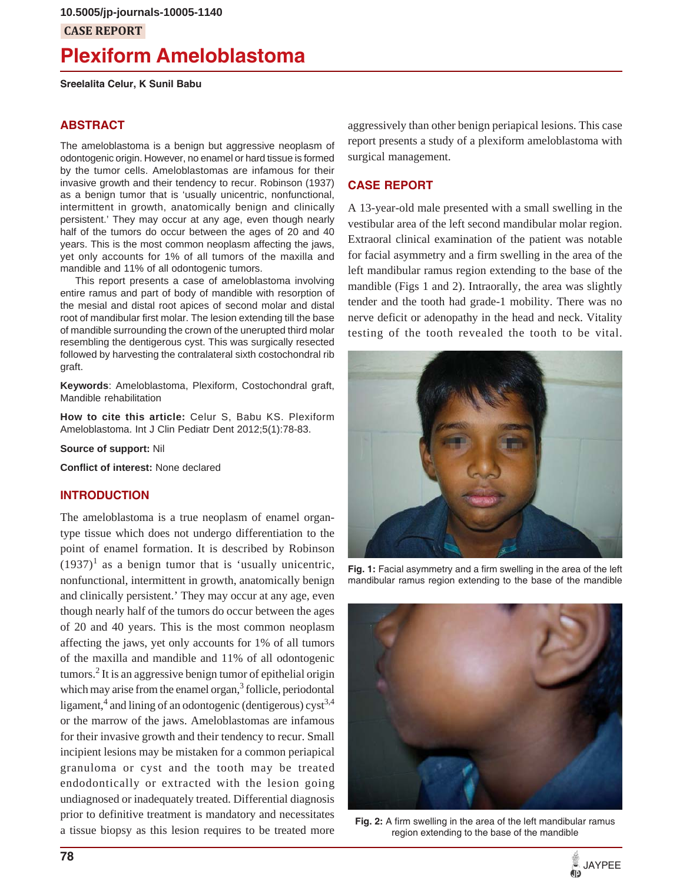10.5005/jp-journals-10005-1140

CASE REPORT

# Plexiform Ameloblastoma

**Sreelalita Celur, K Sunil Babu**

## ABSTRACT

The ameloblastoma is a benign but aggressive neoplasm of odontogenic origin. However, no enamel or hard tissue is formed by the tumor cells. Ameloblastomas are infamous for their invasive growth and their tendency to recur. Robinson (1937) as a benign tumor that is 'usually unicentric, nonfunctional, intermittent in growth, anatomically benign and clinically persistent.' They may occur at any age, even though nearly half of the tumors do occur between the ages of 20 and 40 years. This is the most common neoplasm affecting the jaws, yet only accounts for 1% of all tumors of the maxilla and mandible and 11% of all odontogenic tumors.

This report presents a case of ameloblastoma involving entire ramus and part of body of mandible with resorption of the mesial and distal root apices of second molar and distal root of mandibular first molar. The lesion extending till the base of mandible surrounding the crown of the unerupted third molar resembling the dentigerous cyst. This was surgically resected followed by harvesting the contralateral sixth costochondral rib graft.

**Keywords**: Ameloblastoma, Plexiform, Costochondral graft, Mandible rehabilitation

**How to cite this article:** Celur S, Babu KS. Plexiform Ameloblastoma. Int J Clin Pediatr Dent 2012;5(1):78-83.

**Source of support:** Nil

**Conflict of interest:** None declared

## INTRODUCTION

The ameloblastoma is a true neoplasm of enamel organ-type tissue which does not undergo differentiation to the point of enamel formation. It is described by Robinson (1937)[1] as a benign tumor that is 'usually unicentric, nonfunctional, intermittent in growth, anatomically benign and clinically persistent.' They may occur at any age, even though nearly half of the tumors do occur between the ages of 20 and 40 years. This is the most common neoplasm affecting the jaws, yet only accounts for 1% of all tumors of the maxilla and mandible and 11% of all odontogenic tumors.[2] It is an aggressive benign tumor of epithelial origin which may arise from the enamel organ,[3] follicle, periodontal ligament,[4] and lining of an odontogenic (dentigerous) cyst[3,4] or the marrow of the jaws. Ameloblastomas are infamous for their invasive growth and their tendency to recur. Small incipient lesions may be mistaken for a common periapical granuloma or cyst and the tooth may be treated endodontically or extracted with the lesion going undiagnosed or inadequately treated. Differential diagnosis prior to definitive treatment is mandatory and necessitates a tissue biopsy as this lesion requires to be treated more aggressively than other benign periapical lesions. This case report presents a study of a plexiform ameloblastoma with surgical management.

## CASE REPORT

A 13-year-old male presented with a small swelling in the vestibular area of the left second mandibular molar region. Extraoral clinical examination of the patient was notable for facial asymmetry and a firm swelling in the area of the left mandibular ramus region extending to the base of the mandible (Figs 1 and 2). Intraorally, the area was slightly tender and the tooth had grade-1 mobility. There was no nerve deficit or adenopathy in the head and neck. Vitality testing of the tooth revealed the tooth to be vital.

**Fig. 1:** Facial asymmetry and a firm swelling in the area of the left mandibular ramus region extending to the base of the mandible

**Fig. 2:** A firm swelling in the area of the left mandibular ramus region extending to the base of the mandible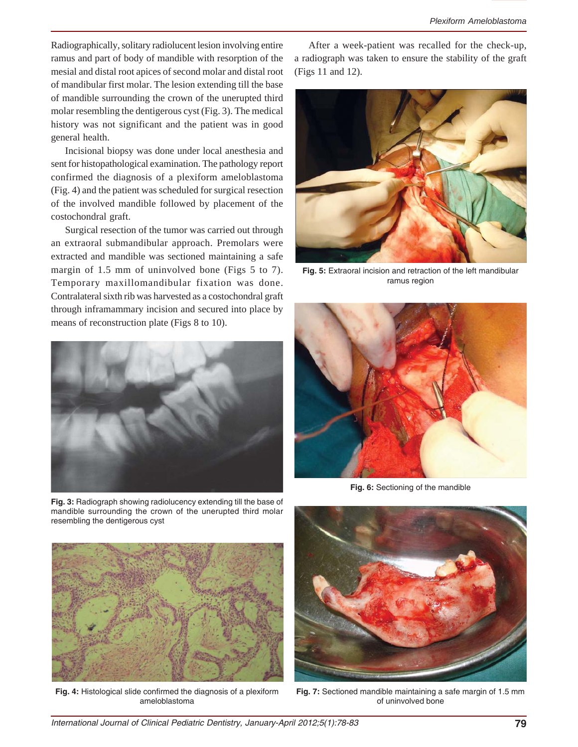Radiographically, solitary radiolucent lesion involving entire ramus and part of body of mandible with resorption of the mesial and distal root apices of second molar and distal root of mandibular first molar. The lesion extending till the base of mandible surrounding the crown of the unerupted third molar resembling the dentigerous cyst (Fig. 3). The medical history was not significant and the patient was in good general health.

Incisional biopsy was done under local anesthesia and sent for histopathological examination. The pathology report confirmed the diagnosis of a plexiform ameloblastoma (Fig. 4) and the patient was scheduled for surgical resection of the involved mandible followed by placement of the costochondral graft.

Surgical resection of the tumor was carried out through an extraoral submandibular approach. Premolars were extracted and mandible was sectioned maintaining a safe margin of 1.5 mm of uninvolved bone (Figs 5 to 7). Temporary maxillomandibular fixation was done. Contralateral sixth rib was harvested as a costochondral graft through inframammary incision and secured into place by means of reconstruction plate (Figs 8 to 10).

**Fig. 3:** Radiograph showing radiolucency extending till the base of mandible surrounding the crown of the unerupted third molar resembling the dentigerous cyst

**Fig. 4:** Histological slide confirmed the diagnosis of a plexiform ameloblastoma

After a week-patient was recalled for the check-up, a radiograph was taken to ensure the stability of the graft (Figs 11 and 12).

**Fig. 5:** Extraoral incision and retraction of the left mandibular ramus region

**Fig. 6:** Sectioning of the mandible

**Fig. 7:** Sectioned mandible maintaining a safe margin of 1.5 mm of uninvolved bone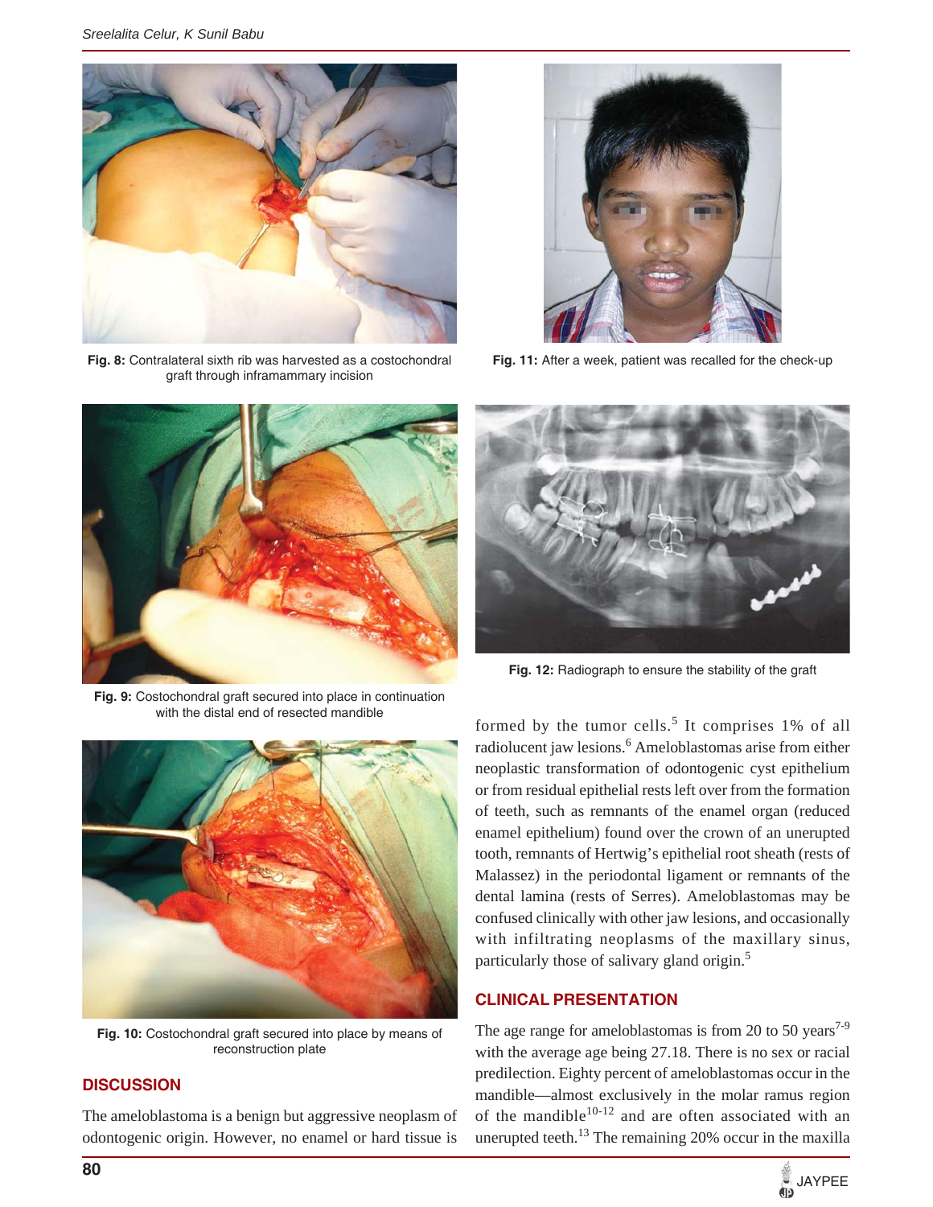Fig. 8: Contralateral sixth rib was harvested as a costochondral graft through inframammary incision

Fig. 11: After a week, patient was recalled for the check-up

Fig. 9: Costochondral graft secured into place in continuation with the distal end of resected mandible

Fig. 12: Radiograph to ensure the stability of the graft

Fig. 10: Costochondral graft secured into place by means of reconstruction plate

## DISCUSSION

The ameloblastoma is a benign but aggressive neoplasm of odontogenic origin. However, no enamel or hard tissue is formed by the tumor cells.[5] It comprises 1% of all radiolucent jaw lesions.[6] Ameloblastomas arise from either neoplastic transformation of odontogenic cyst epithelium or from residual epithelial rests left over from the formation of teeth, such as remnants of the enamel organ (reduced enamel epithelium) found over the crown of an unerupted tooth, remnants of Hertwig's epithelial root sheath (rests of Malassez) in the periodontal ligament or remnants of the dental lamina (rests of Serres). Ameloblastomas may be confused clinically with other jaw lesions, and occasionally with infiltrating neoplasms of the maxillary sinus, particularly those of salivary gland origin.[5]

## CLINICAL PRESENTATION

The age range for ameloblastomas is from 20 to 50 years[7-9] with the average age being 27.18. There is no sex or racial predilection. Eighty percent of ameloblastomas occur in the mandible—almost exclusively in the molar ramus region of the mandible[10-12] and are often associated with an unerupted teeth.[13] The remaining 20% occur in the maxilla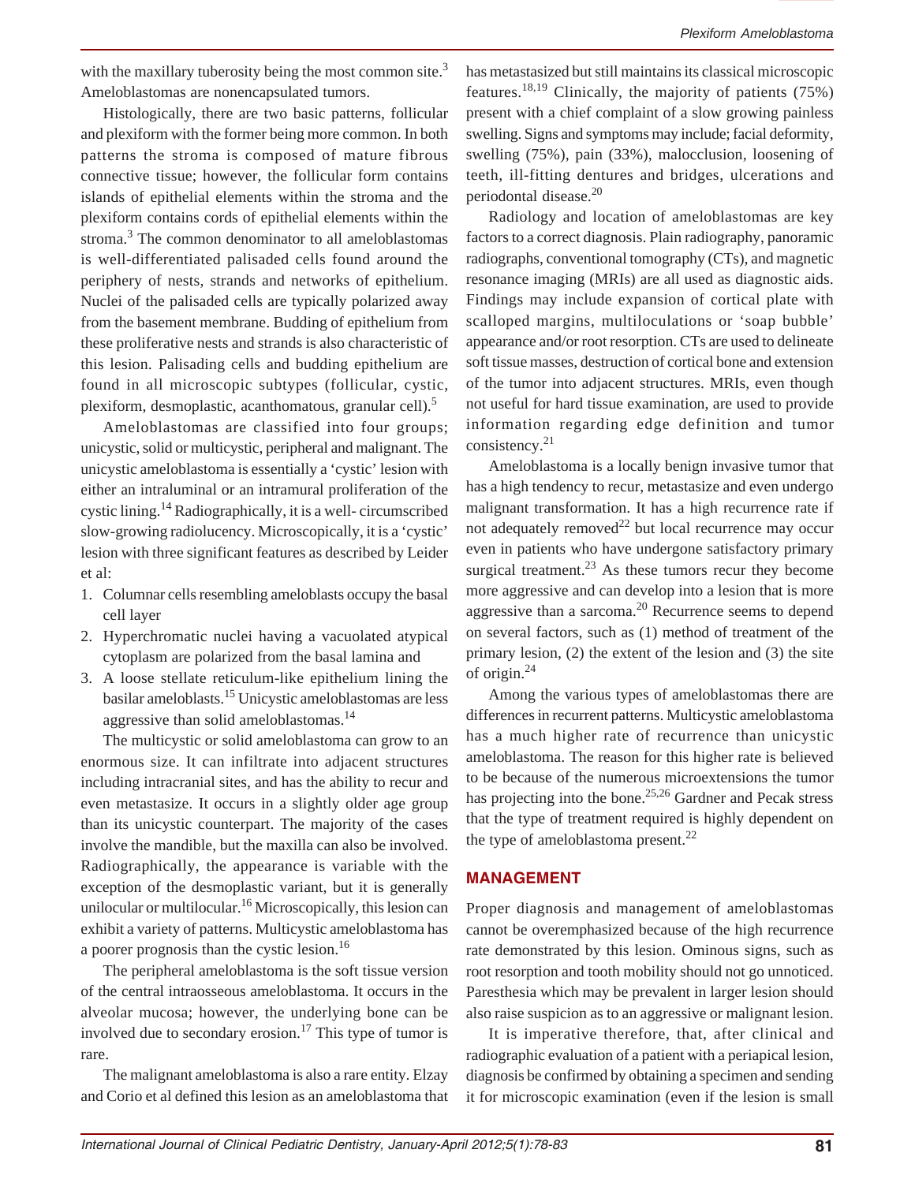with the maxillary tuberosity being the most common site.[3] Ameloblastomas are nonencapsulated tumors.

Histologically, there are two basic patterns, follicular and plexiform with the former being more common. In both patterns the stroma is composed of mature fibrous connective tissue; however, the follicular form contains islands of epithelial elements within the stroma and the plexiform contains cords of epithelial elements within the stroma.[3] The common denominator to all ameloblastomas is well-differentiated palisaded cells found around the periphery of nests, strands and networks of epithelium. Nuclei of the palisaded cells are typically polarized away from the basement membrane. Budding of epithelium from these proliferative nests and strands is also characteristic of this lesion. Palisading cells and budding epithelium are found in all microscopic subtypes (follicular, cystic, plexiform, desmoplastic, acanthomatous, granular cell).[5]

Ameloblastomas are classified into four groups; unicystic, solid or multicystic, peripheral and malignant. The unicystic ameloblastoma is essentially a 'cystic' lesion with either an intraluminal or an intramural proliferation of the cystic lining.[14] Radiographically, it is a well- circumscribed slow-growing radiolucency. Microscopically, it is a 'cystic' lesion with three significant features as described by Leider et al:

1. Columnar cells resembling ameloblasts occupy the basal cell layer
2. Hyperchromatic nuclei having a vacuolated atypical cytoplasm are polarized from the basal lamina and
3. A loose stellate reticulum-like epithelium lining the basilar ameloblasts.[15] Unicystic ameloblastomas are less aggressive than solid ameloblastomas.[14]

The multicystic or solid ameloblastoma can grow to an enormous size. It can infiltrate into adjacent structures including intracranial sites, and has the ability to recur and even metastasize. It occurs in a slightly older age group than its unicystic counterpart. The majority of the cases involve the mandible, but the maxilla can also be involved. Radiographically, the appearance is variable with the exception of the desmoplastic variant, but it is generally unilocular or multilocular.[16] Microscopically, this lesion can exhibit a variety of patterns. Multicystic ameloblastoma has a poorer prognosis than the cystic lesion.[16]

The peripheral ameloblastoma is the soft tissue version of the central intraosseous ameloblastoma. It occurs in the alveolar mucosa; however, the underlying bone can be involved due to secondary erosion.[17] This type of tumor is rare.

The malignant ameloblastoma is also a rare entity. Elzay and Corio et al defined this lesion as an ameloblastoma that has metastasized but still maintains its classical microscopic features.[18,19] Clinically, the majority of patients (75%) present with a chief complaint of a slow growing painless swelling. Signs and symptoms may include; facial deformity, swelling (75%), pain (33%), malocclusion, loosening of teeth, ill-fitting dentures and bridges, ulcerations and periodontal disease.[20]

Radiology and location of ameloblastomas are key factors to a correct diagnosis. Plain radiography, panoramic radiographs, conventional tomography (CTs), and magnetic resonance imaging (MRIs) are all used as diagnostic aids. Findings may include expansion of cortical plate with scalloped margins, multiloculations or 'soap bubble' appearance and/or root resorption. CTs are used to delineate soft tissue masses, destruction of cortical bone and extension of the tumor into adjacent structures. MRIs, even though not useful for hard tissue examination, are used to provide information regarding edge definition and tumor consistency.[21]

Ameloblastoma is a locally benign invasive tumor that has a high tendency to recur, metastasize and even undergo malignant transformation. It has a high recurrence rate if not adequately removed[22] but local recurrence may occur even in patients who have undergone satisfactory primary surgical treatment.[23] As these tumors recur they become more aggressive and can develop into a lesion that is more aggressive than a sarcoma.[20] Recurrence seems to depend on several factors, such as (1) method of treatment of the primary lesion, (2) the extent of the lesion and (3) the site of origin.[24]

Among the various types of ameloblastomas there are differences in recurrent patterns. Multicystic ameloblastoma has a much higher rate of recurrence than unicystic ameloblastoma. The reason for this higher rate is believed to be because of the numerous microextensions the tumor has projecting into the bone.[25,26] Gardner and Pecak stress that the type of treatment required is highly dependent on the type of ameloblastoma present.[22]

## MANAGEMENT

Proper diagnosis and management of ameloblastomas cannot be overemphasized because of the high recurrence rate demonstrated by this lesion. Ominous signs, such as root resorption and tooth mobility should not go unnoticed. Paresthesia which may be prevalent in larger lesion should also raise suspicion as to an aggressive or malignant lesion.

It is imperative therefore, that, after clinical and radiographic evaluation of a patient with a periapical lesion, diagnosis be confirmed by obtaining a specimen and sending it for microscopic examination (even if the lesion is small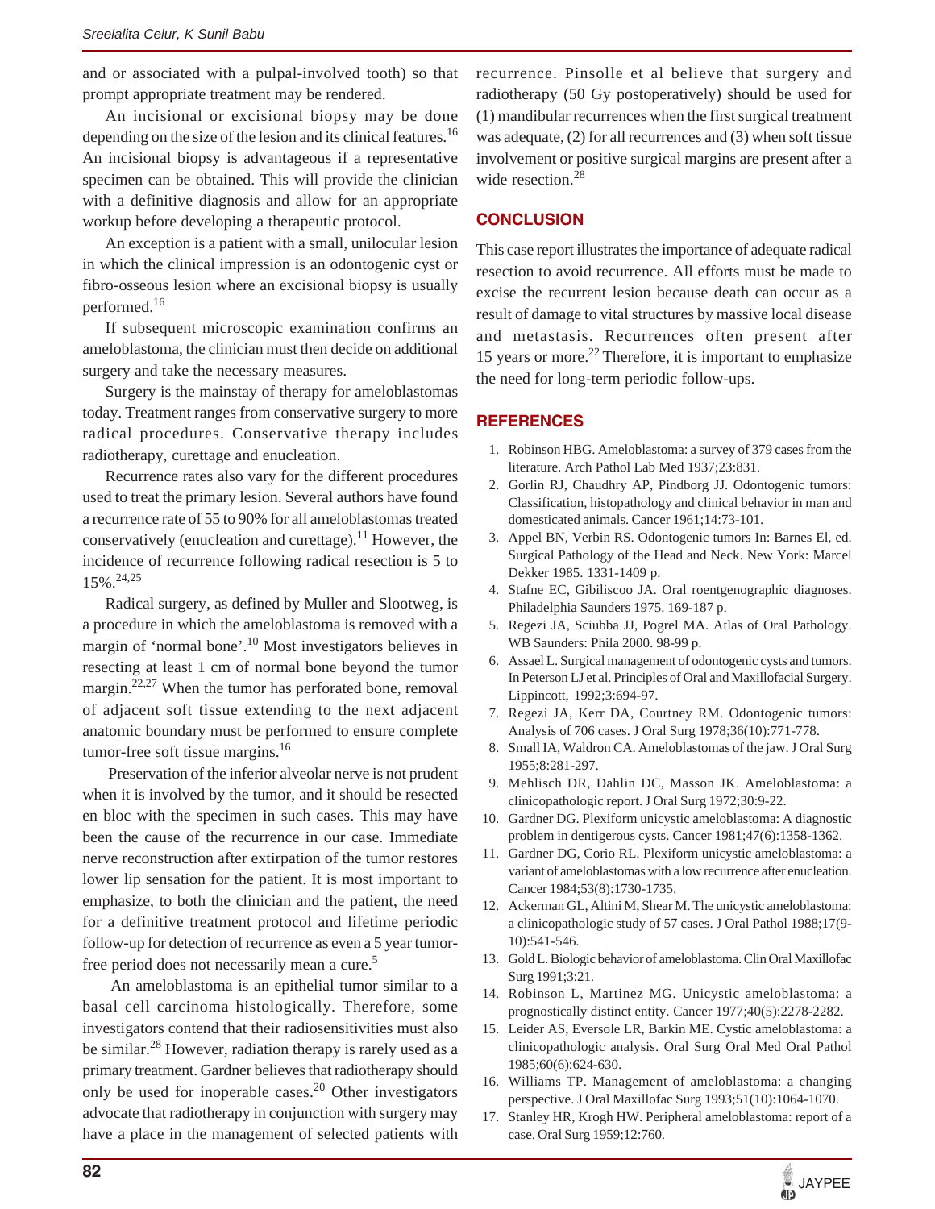and or associated with a pulpal-involved tooth) so that prompt appropriate treatment may be rendered.

An incisional or excisional biopsy may be done depending on the size of the lesion and its clinical features.[16] An incisional biopsy is advantageous if a representative specimen can be obtained. This will provide the clinician with a definitive diagnosis and allow for an appropriate workup before developing a therapeutic protocol.

An exception is a patient with a small, unilocular lesion in which the clinical impression is an odontogenic cyst or fibro-osseous lesion where an excisional biopsy is usually performed.[16]

If subsequent microscopic examination confirms an ameloblastoma, the clinician must then decide on additional surgery and take the necessary measures.

Surgery is the mainstay of therapy for ameloblastomas today. Treatment ranges from conservative surgery to more radical procedures. Conservative therapy includes radiotherapy, curettage and enucleation.

Recurrence rates also vary for the different procedures used to treat the primary lesion. Several authors have found a recurrence rate of 55 to 90% for all ameloblastomas treated conservatively (enucleation and curettage).[11] However, the incidence of recurrence following radical resection is 5 to 15%.[24,25]

Radical surgery, as defined by Muller and Slootweg, is a procedure in which the ameloblastoma is removed with a margin of 'normal bone'.[10] Most investigators believes in resecting at least 1 cm of normal bone beyond the tumor margin.[22,27] When the tumor has perforated bone, removal of adjacent soft tissue extending to the next adjacent anatomic boundary must be performed to ensure complete tumor-free soft tissue margins.[16]

Preservation of the inferior alveolar nerve is not prudent when it is involved by the tumor, and it should be resected en bloc with the specimen in such cases. This may have been the cause of the recurrence in our case. Immediate nerve reconstruction after extirpation of the tumor restores lower lip sensation for the patient. It is most important to emphasize, to both the clinician and the patient, the need for a definitive treatment protocol and lifetime periodic follow-up for detection of recurrence as even a 5 year tumor-free period does not necessarily mean a cure.[5]

An ameloblastoma is an epithelial tumor similar to a basal cell carcinoma histologically. Therefore, some investigators contend that their radiosensitivities must also be similar.[28] However, radiation therapy is rarely used as a primary treatment. Gardner believes that radiotherapy should only be used for inoperable cases.[20] Other investigators advocate that radiotherapy in conjunction with surgery may have a place in the management of selected patients with recurrence. Pinsolle et al believe that surgery and radiotherapy (50 Gy postoperatively) should be used for (1) mandibular recurrences when the first surgical treatment was adequate, (2) for all recurrences and (3) when soft tissue involvement or positive surgical margins are present after a wide resection.[28]

## CONCLUSION

This case report illustrates the importance of adequate radical resection to avoid recurrence. All efforts must be made to excise the recurrent lesion because death can occur as a result of damage to vital structures by massive local disease and metastasis. Recurrences often present after 15 years or more.[22] Therefore, it is important to emphasize the need for long-term periodic follow-ups.

## REFERENCES

1. Robinson HBG. Ameloblastoma: a survey of 379 cases from the literature. Arch Pathol Lab Med 1937;23:831.
2. Gorlin RJ, Chaudhry AP, Pindborg JJ. Odontogenic tumors: Classification, histopathology and clinical behavior in man and domesticated animals. Cancer 1961;14:73-101.
3. Appel BN, Verbin RS. Odontogenic tumors In: Barnes El, ed. Surgical Pathology of the Head and Neck. New York: Marcel Dekker 1985. 1331-1409 p.
4. Stafne EC, Gibiliscoo JA. Oral roentgenographic diagnoses. Philadelphia Saunders 1975. 169-187 p.
5. Regezi JA, Sciubba JJ, Pogrel MA. Atlas of Oral Pathology. WB Saunders: Phila 2000. 98-99 p.
6. Assael L. Surgical management of odontogenic cysts and tumors. In Peterson LJ et al. Principles of Oral and Maxillofacial Surgery. Lippincott, 1992;3:694-97.
7. Regezi JA, Kerr DA, Courtney RM. Odontogenic tumors: Analysis of 706 cases. J Oral Surg 1978;36(10):771-778.
8. Small IA, Waldron CA. Ameloblastomas of the jaw. J Oral Surg 1955;8:281-297.
9. Mehlisch DR, Dahlin DC, Masson JK. Ameloblastoma: a clinicopathologic report. J Oral Surg 1972;30:9-22.
10. Gardner DG. Plexiform unicystic ameloblastoma: A diagnostic problem in dentigerous cysts. Cancer 1981;47(6):1358-1362.
11. Gardner DG, Corio RL. Plexiform unicystic ameloblastoma: a variant of ameloblastomas with a low recurrence after enucleation. Cancer 1984;53(8):1730-1735.
12. Ackerman GL, Altini M, Shear M. The unicystic ameloblastoma: a clinicopathologic study of 57 cases. J Oral Pathol 1988;17(9-10):541-546.
13. Gold L. Biologic behavior of ameloblastoma. Clin Oral Maxillofac Surg 1991;3:21.
14. Robinson L, Martinez MG. Unicystic ameloblastoma: a prognostically distinct entity. Cancer 1977;40(5):2278-2282.
15. Leider AS, Eversole LR, Barkin ME. Cystic ameloblastoma: a clinicopathologic analysis. Oral Surg Oral Med Oral Pathol 1985;60(6):624-630.
16. Williams TP. Management of ameloblastoma: a changing perspective. J Oral Maxillofac Surg 1993;51(10):1064-1070.
17. Stanley HR, Krogh HW. Peripheral ameloblastoma: report of a case. Oral Surg 1959;12:760.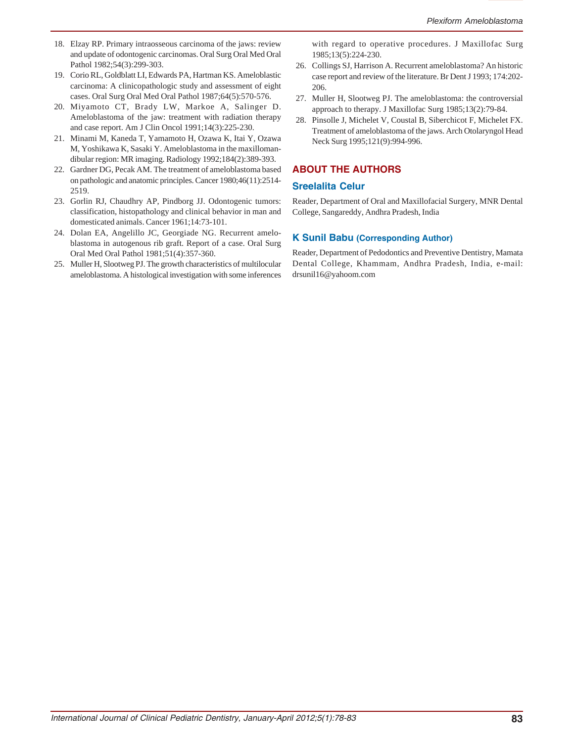18. Elzay RP. Primary intraosseous carcinoma of the jaws: review and update of odontogenic carcinomas. Oral Surg Oral Med Oral Pathol 1982;54(3):299-303.
19. Corio RL, Goldblatt LI, Edwards PA, Hartman KS. Ameloblastic carcinoma: A clinicopathologic study and assessment of eight cases. Oral Surg Oral Med Oral Pathol 1987;64(5):570-576.
20. Miyamoto CT, Brady LW, Markoe A, Salinger D. Ameloblastoma of the jaw: treatment with radiation therapy and case report. Am J Clin Oncol 1991;14(3):225-230.
21. Minami M, Kaneda T, Yamamoto H, Ozawa K, Itai Y, Ozawa M, Yoshikawa K, Sasaki Y. Ameloblastoma in the maxillomandibular region: MR imaging. Radiology 1992;184(2):389-393.
22. Gardner DG, Pecak AM. The treatment of ameloblastoma based on pathologic and anatomic principles. Cancer 1980;46(11):2514-2519.
23. Gorlin RJ, Chaudhry AP, Pindborg JJ. Odontogenic tumors: classification, histopathology and clinical behavior in man and domesticated animals. Cancer 1961;14:73-101.
24. Dolan EA, Angelillo JC, Georgiade NG. Recurrent ameloblastoma in autogenous rib graft. Report of a case. Oral Surg Oral Med Oral Pathol 1981;51(4):357-360.
25. Muller H, Slootweg PJ. The growth characteristics of multilocular ameloblastoma. A histological investigation with some inferences with regard to operative procedures. J Maxillofac Surg 1985;13(5):224-230.
26. Collings SJ, Harrison A. Recurrent ameloblastoma? An historic case report and review of the literature. Br Dent J 1993; 174:202-206.
27. Muller H, Slootweg PJ. The ameloblastoma: the controversial approach to therapy. J Maxillofac Surg 1985;13(2):79-84.
28. Pinsolle J, Michelet V, Coustal B, Siberchicot F, Michelet FX. Treatment of ameloblastoma of the jaws. Arch Otolaryngol Head Neck Surg 1995;121(9):994-996.

## ABOUT THE AUTHORS

### Sreelalita Celur

Reader, Department of Oral and Maxillofacial Surgery, MNR Dental College, Sangareddy, Andhra Pradesh, India

### K Sunil Babu (Corresponding Author)

Reader, Department of Pedodontics and Preventive Dentistry, Mamata Dental College, Khammam, Andhra Pradesh, India, e-mail: drsunil16@yahoom.com